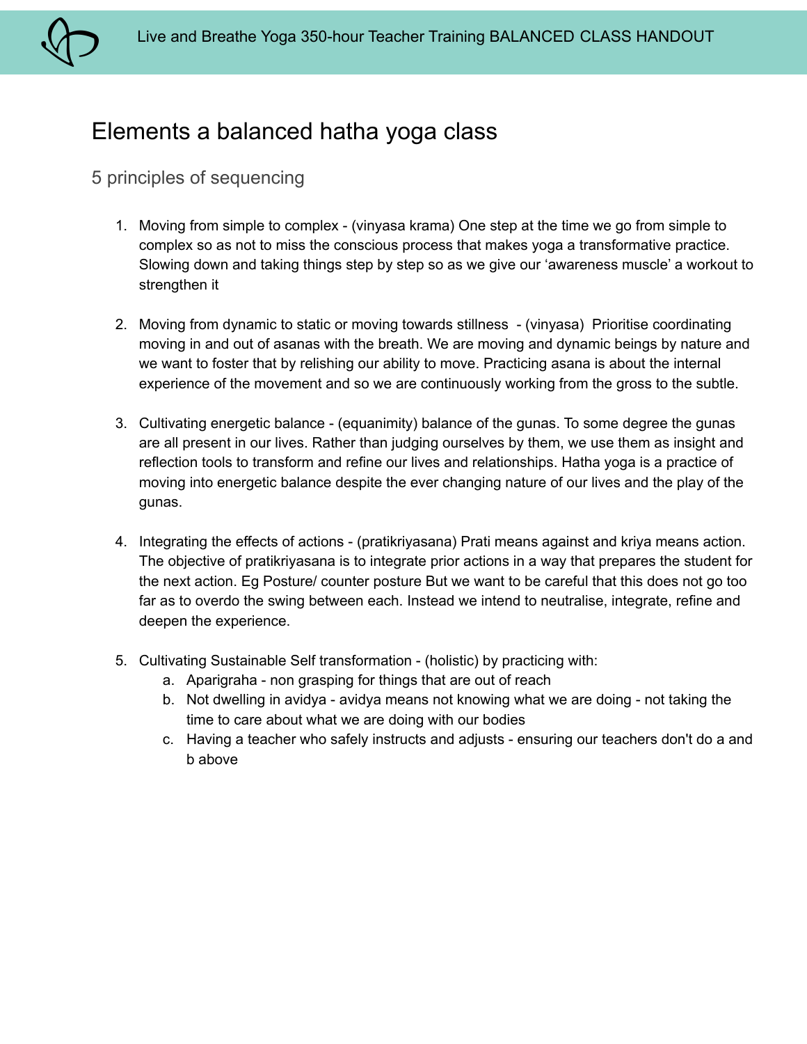# Elements a balanced hatha yoga class

## 5 principles of sequencing

1. Moving from simple to complex - (vinyasa krama) One step at the time we go from simple to complex so as not to miss the conscious process that makes yoga a transformative practice. Slowing down and taking things step by step so as we give our 'awareness muscle' a workout to strengthen it

2. Moving from dynamic to static or moving towards stillness - (vinyasa) Prioritise coordinating moving in and out of asanas with the breath. We are moving and dynamic beings by nature and we want to foster that by relishing our ability to move. Practicing asana is about the internal experience of the movement and so we are continuously working from the gross to the subtle.

3. Cultivating energetic balance - (equanimity) balance of the gunas. To some degree the gunas are all present in our lives. Rather than judging ourselves by them, we use them as insight and reflection tools to transform and refine our lives and relationships. Hatha yoga is a practice of moving into energetic balance despite the ever changing nature of our lives and the play of the gunas.

4. Integrating the effects of actions - (pratikriyasana) Prati means against and kriya means action. The objective of pratikriyasana is to integrate prior actions in a way that prepares the student for the next action. Eg Posture/ counter posture But we want to be careful that this does not go too far as to overdo the swing between each. Instead we intend to neutralise, integrate, refine and deepen the experience.

5. Cultivating Sustainable Self transformation - (holistic) by practicing with:
   a. Aparigraha - non grasping for things that are out of reach
   b. Not dwelling in avidya - avidya means not knowing what we are doing - not taking the time to care about what we are doing with our bodies
   c. Having a teacher who safely instructs and adjusts - ensuring our teachers don't do a and b above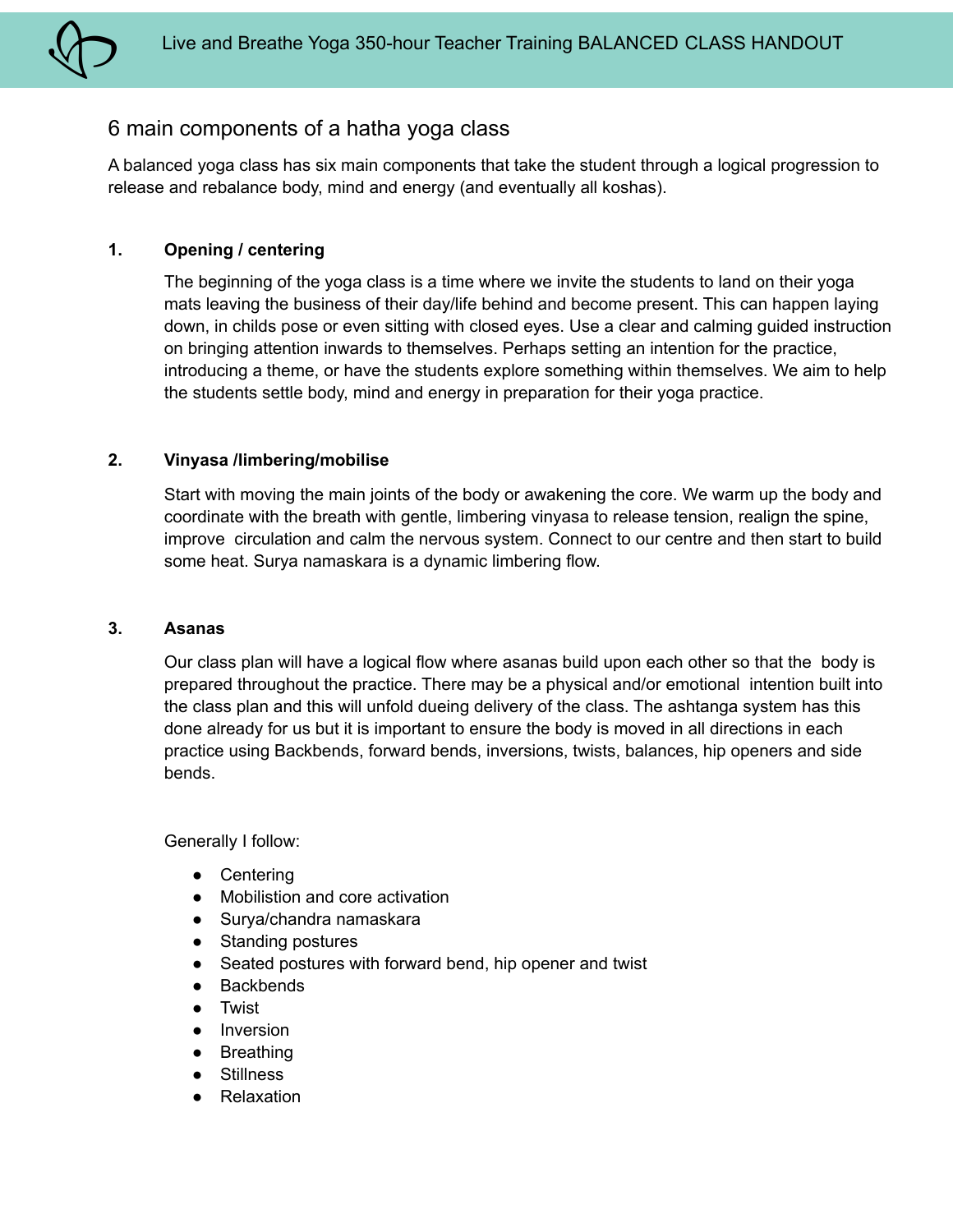## 6 main components of a hatha yoga class

A balanced yoga class has six main components that take the student through a logical progression to release and rebalance body, mind and energy (and eventually all koshas).

1. **Opening / centering**

   The beginning of the yoga class is a time where we invite the students to land on their yoga mats leaving the business of their day/life behind and become present. This can happen laying down, in childs pose or even sitting with closed eyes. Use a clear and calming guided instruction on bringing attention inwards to themselves. Perhaps setting an intention for the practice, introducing a theme, or have the students explore something within themselves. We aim to help the students settle body, mind and energy in preparation for their yoga practice.

2. **Vinyasa /limbering/mobilise**

   Start with moving the main joints of the body or awakening the core. We warm up the body and coordinate with the breath with gentle, limbering vinyasa to release tension, realign the spine, improve circulation and calm the nervous system. Connect to our centre and then start to build some heat. Surya namaskara is a dynamic limbering flow.

3. **Asanas**

   Our class plan will have a logical flow where asanas build upon each other so that the body is prepared throughout the practice. There may be a physical and/or emotional intention built into the class plan and this will unfold dueing delivery of the class. The ashtanga system has this done already for us but it is important to ensure the body is moved in all directions in each practice using Backbends, forward bends, inversions, twists, balances, hip openers and side bends.

   Generally I follow:

   - Centering
   - Mobilistion and core activation
   - Surya/chandra namaskara
   - Standing postures
   - Seated postures with forward bend, hip opener and twist
   - Backbends
   - Twist
   - Inversion
   - Breathing
   - Stillness
   - Relaxation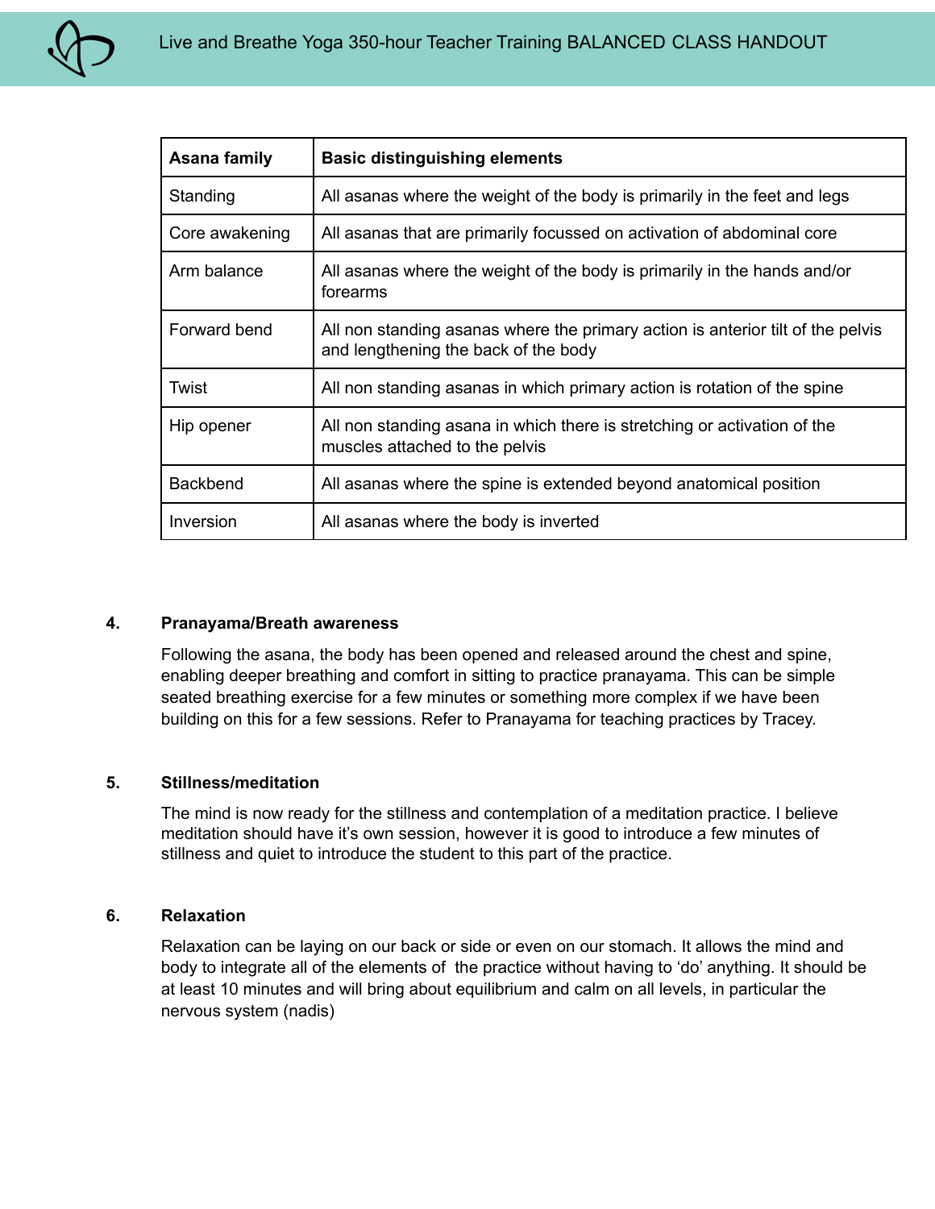| Asana family | Basic distinguishing elements |
|---|---|
| Standing | All asanas where the weight of the body is primarily in the feet and legs |
| Core awakening | All asanas that are primarily focussed on activation of abdominal core |
| Arm balance | All asanas where the weight of the body is primarily in the hands and/or forearms |
| Forward bend | All non standing asanas where the primary action is anterior tilt of the pelvis and lengthening the back of the body |
| Twist | All non standing asanas in which primary action is rotation of the spine |
| Hip opener | All non standing asana in which there is stretching or activation of the muscles attached to the pelvis |
| Backbend | All asanas where the spine is extended beyond anatomical position |
| Inversion | All asanas where the body is inverted |

### 4. Pranayama/Breath awareness

Following the asana, the body has been opened and released around the chest and spine, enabling deeper breathing and comfort in sitting to practice pranayama. This can be simple seated breathing exercise for a few minutes or something more complex if we have been building on this for a few sessions. Refer to Pranayama for teaching practices by Tracey.

### 5. Stillness/meditation

The mind is now ready for the stillness and contemplation of a meditation practice. I believe meditation should have it's own session, however it is good to introduce a few minutes of stillness and quiet to introduce the student to this part of the practice.

### 6. Relaxation

Relaxation can be laying on our back or side or even on our stomach. It allows the mind and body to integrate all of the elements of the practice without having to 'do' anything. It should be at least 10 minutes and will bring about equilibrium and calm on all levels, in particular the nervous system (nadis)